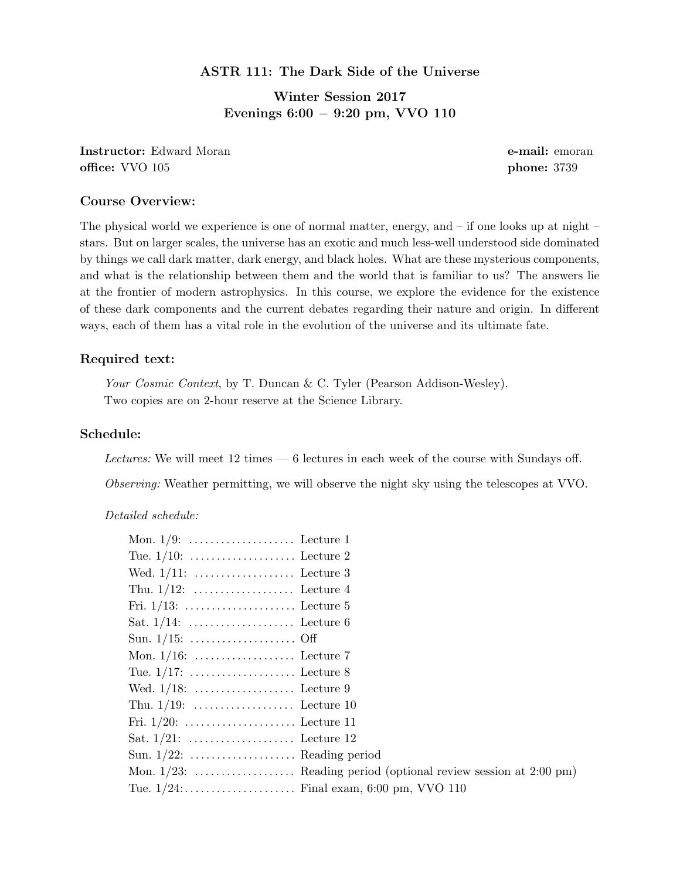# ASTR 111: The Dark Side of the Universe

## Winter Session 2017
## Evenings 6:00 – 9:20 pm, VVO 110

**Instructor:** Edward Moran
**office:** VVO 105
**e-mail:** emoran
**phone:** 3739

### Course Overview:

The physical world we experience is one of normal matter, energy, and – if one looks up at night – stars. But on larger scales, the universe has an exotic and much less-well understood side dominated by things we call dark matter, dark energy, and black holes. What are these mysterious components, and what is the relationship between them and the world that is familiar to us? The answers lie at the frontier of modern astrophysics. In this course, we explore the evidence for the existence of these dark components and the current debates regarding their nature and origin. In different ways, each of them has a vital role in the evolution of the universe and its ultimate fate.

### Required text:

*Your Cosmic Context*, by T. Duncan & C. Tyler (Pearson Addison-Wesley).
Two copies are on 2-hour reserve at the Science Library.

### Schedule:

*Lectures:* We will meet 12 times — 6 lectures in each week of the course with Sundays off.

*Observing:* Weather permitting, we will observe the night sky using the telescopes at VVO.

*Detailed schedule:*

- Mon. 1/9: .................... Lecture 1
- Tue. 1/10: .................... Lecture 2
- Wed. 1/11: .................... Lecture 3
- Thu. 1/12: .................... Lecture 4
- Fri. 1/13: .................... Lecture 5
- Sat. 1/14: .................... Lecture 6
- Sun. 1/15: .................... Off
- Mon. 1/16: .................... Lecture 7
- Tue. 1/17: .................... Lecture 8
- Wed. 1/18: .................... Lecture 9
- Thu. 1/19: .................... Lecture 10
- Fri. 1/20: .................... Lecture 11
- Sat. 1/21: .................... Lecture 12
- Sun. 1/22: .................... Reading period
- Mon. 1/23: .................... Reading period (optional review session at 2:00 pm)
- Tue. 1/24: .................... Final exam, 6:00 pm, VVO 110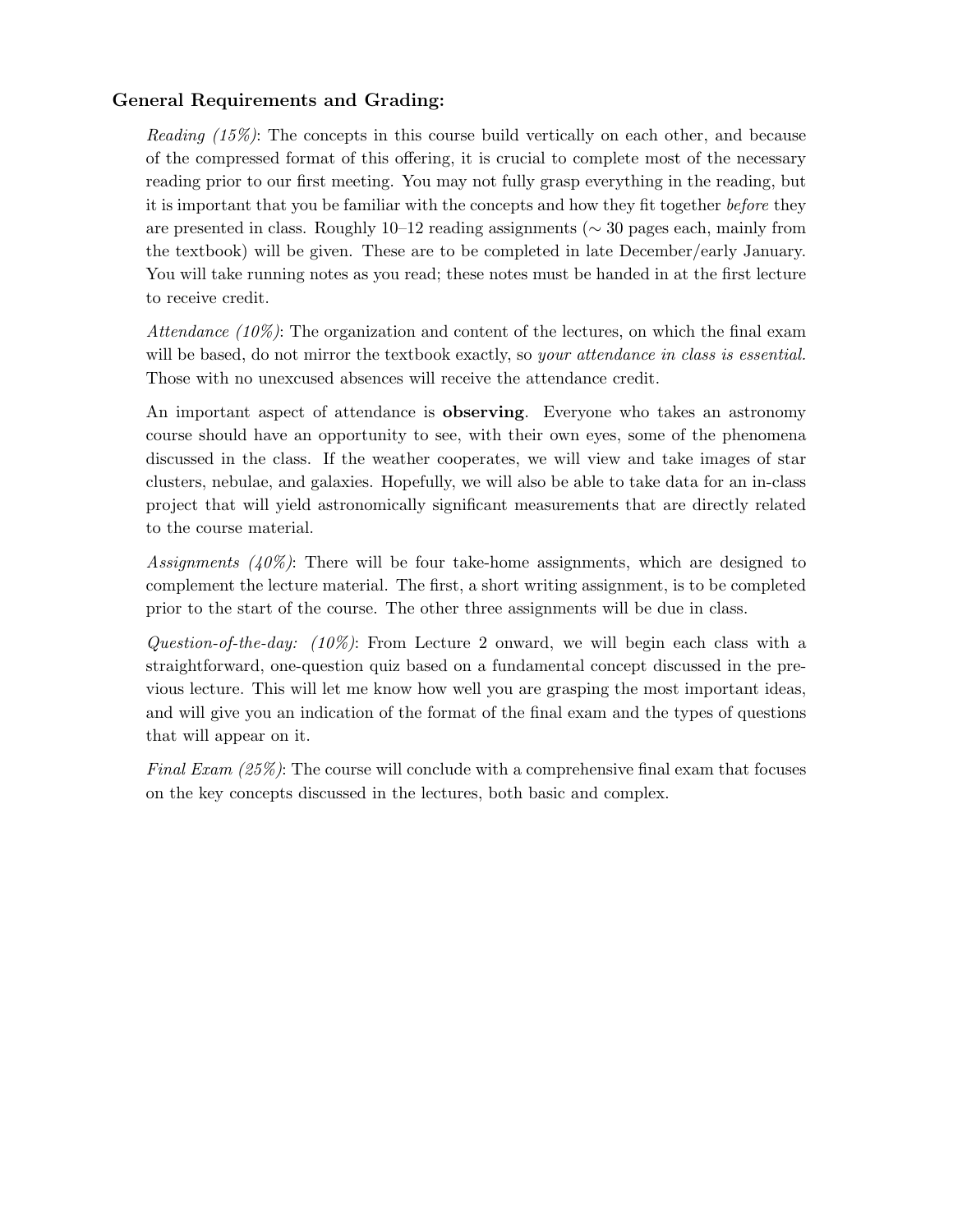**General Requirements and Grading:**

*Reading (15%)*: The concepts in this course build vertically on each other, and because of the compressed format of this offering, it is crucial to complete most of the necessary reading prior to our first meeting. You may not fully grasp everything in the reading, but it is important that you be familiar with the concepts and how they fit together *before* they are presented in class. Roughly 10–12 reading assignments ($\sim$ 30 pages each, mainly from the textbook) will be given. These are to be completed in late December/early January. You will take running notes as you read; these notes must be handed in at the first lecture to receive credit.

*Attendance (10%)*: The organization and content of the lectures, on which the final exam will be based, do not mirror the textbook exactly, so *your attendance in class is essential.* Those with no unexcused absences will receive the attendance credit.

An important aspect of attendance is **observing**. Everyone who takes an astronomy course should have an opportunity to see, with their own eyes, some of the phenomena discussed in the class. If the weather cooperates, we will view and take images of star clusters, nebulae, and galaxies. Hopefully, we will also be able to take data for an in-class project that will yield astronomically significant measurements that are directly related to the course material.

*Assignments (40%)*: There will be four take-home assignments, which are designed to complement the lecture material. The first, a short writing assignment, is to be completed prior to the start of the course. The other three assignments will be due in class.

*Question-of-the-day: (10%)*: From Lecture 2 onward, we will begin each class with a straightforward, one-question quiz based on a fundamental concept discussed in the previous lecture. This will let me know how well you are grasping the most important ideas, and will give you an indication of the format of the final exam and the types of questions that will appear on it.

*Final Exam (25%)*: The course will conclude with a comprehensive final exam that focuses on the key concepts discussed in the lectures, both basic and complex.